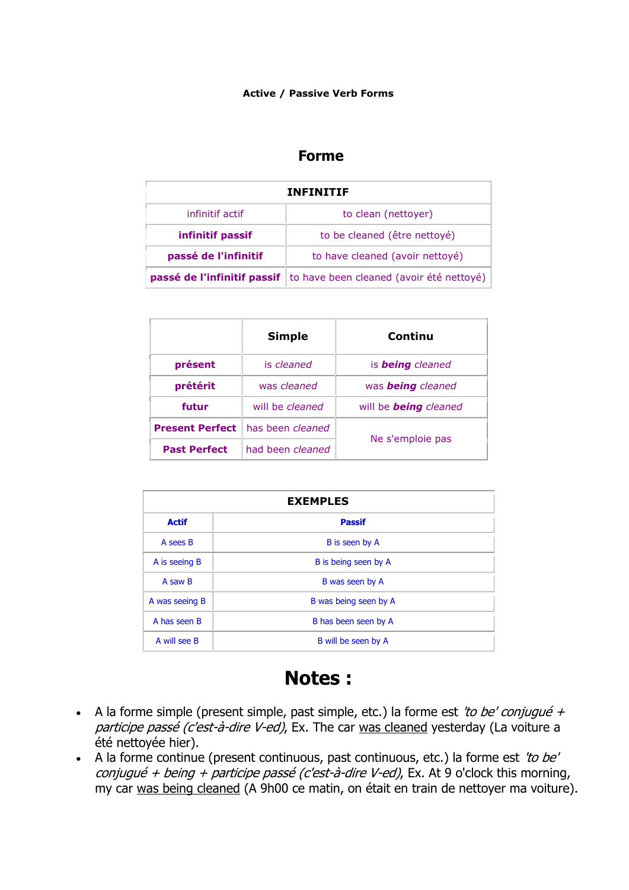**Active / Passive Verb Forms**

## Forme

| INFINITIF | |
|---|---|
| infinitif actif | to clean (nettoyer) |
| **infinitif passif** | to be cleaned (être nettoyé) |
| **passé de l'infinitif** | to have cleaned (avoir nettoyé) |
| **passé de l'infinitif passif** | to have been cleaned (avoir été nettoyé) |

| | **Simple** | **Continu** |
|---|---|---|
| **présent** | is *cleaned* | is ***being*** *cleaned* |
| **prétérit** | was *cleaned* | was ***being*** *cleaned* |
| **futur** | will be *cleaned* | will be ***being*** *cleaned* |
| **Present Perfect** | has been *cleaned* | Ne s'emploie pas |
| **Past Perfect** | had been *cleaned* | |

| EXEMPLES | |
|---|---|
| **Actif** | **Passif** |
| A sees B | B is seen by A |
| A is seeing B | B is being seen by A |
| A saw B | B was seen by A |
| A was seeing B | B was being seen by A |
| A has seen B | B has been seen by A |
| A will see B | B will be seen by A |

# Notes :

- A la forme simple (present simple, past simple, etc.) la forme est *'to be' conjugué + participe passé (c'est-à-dire V-ed)*, Ex. The car was cleaned yesterday (La voiture a été nettoyée hier).
- A la forme continue (present continuous, past continuous, etc.) la forme est *'to be' conjugué + being + participe passé (c'est-à-dire V-ed)*, Ex. At 9 o'clock this morning, my car was being cleaned (A 9h00 ce matin, on était en train de nettoyer ma voiture).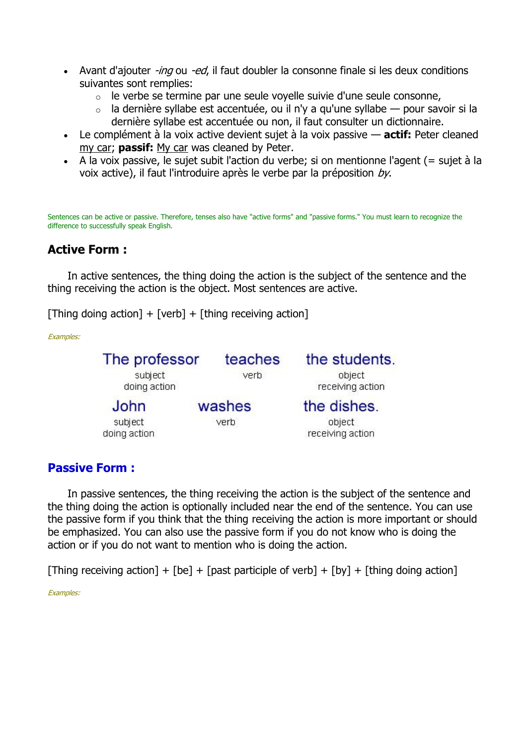- Avant d'ajouter *-ing* ou *-ed*, il faut doubler la consonne finale si les deux conditions suivantes sont remplies:
  - le verbe se termine par une seule voyelle suivie d'une seule consonne,
  - la dernière syllabe est accentuée, ou il n'y a qu'une syllabe — pour savoir si la dernière syllabe est accentuée ou non, il faut consulter un dictionnaire.
- Le complément à la voix active devient sujet à la voix passive — **actif:** Peter cleaned <u>my car</u>; **passif:** <u>My car</u> was cleaned by Peter.
- A la voix passive, le sujet subit l'action du verbe; si on mentionne l'agent (= sujet à la voix active), il faut l'introduire après le verbe par la préposition *by*.

Sentences can be active or passive. Therefore, tenses also have "active forms" and "passive forms." You must learn to recognize the difference to successfully speak English.

## Active Form :

In active sentences, the thing doing the action is the subject of the sentence and the thing receiving the action is the object. Most sentences are active.

[Thing doing action] + [verb] + [thing receiving action]

*Examples:*

| The professor | teaches | the students. |
|---|---|---|
| subject doing action | verb | object receiving action |
| John | washes | the dishes. |
| subject doing action | verb | object receiving action |

## Passive Form :

In passive sentences, the thing receiving the action is the subject of the sentence and the thing doing the action is optionally included near the end of the sentence. You can use the passive form if you think that the thing receiving the action is more important or should be emphasized. You can also use the passive form if you do not know who is doing the action or if you do not want to mention who is doing the action.

[Thing receiving action] + [be] + [past participle of verb] + [by] + [thing doing action]

*Examples:*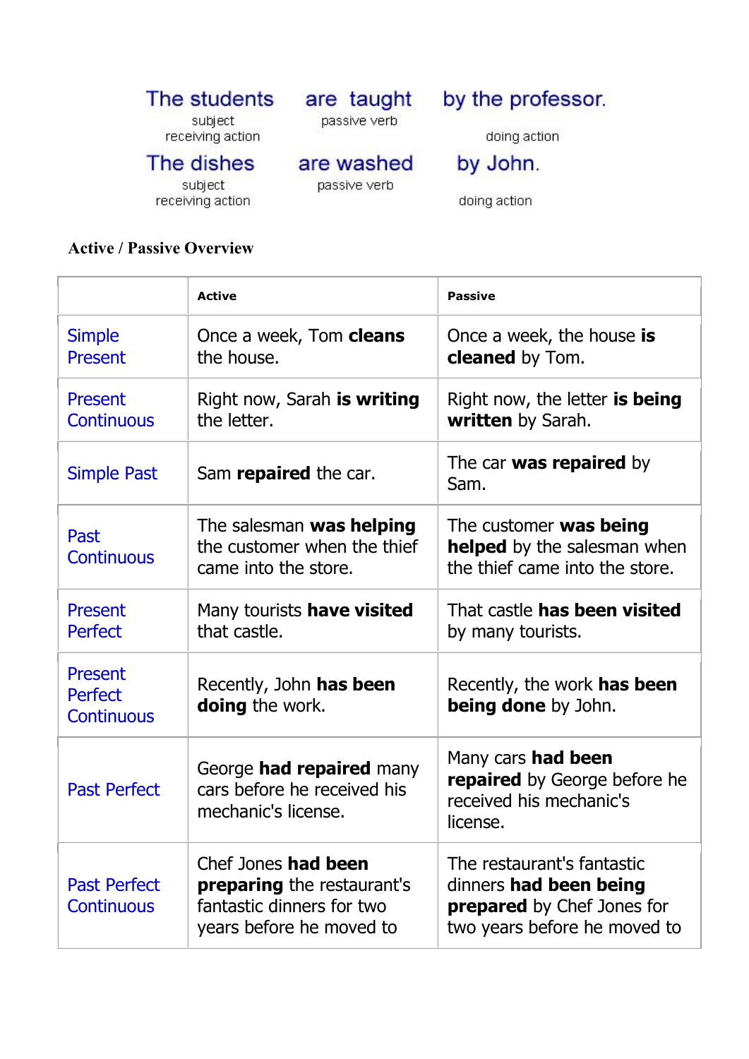| The students | are taught | by the professor. |
|---|---|---|
| subject receiving action | passive verb | doing action |
| The dishes | are washed | by John. |
| subject receiving action | passive verb | doing action |

**Active / Passive Overview**

| | **Active** | **Passive** |
|---|---|---|
| Simple Present | Once a week, Tom **cleans** the house. | Once a week, the house **is cleaned** by Tom. |
| Present Continuous | Right now, Sarah **is writing** the letter. | Right now, the letter **is being written** by Sarah. |
| Simple Past | Sam **repaired** the car. | The car **was repaired** by Sam. |
| Past Continuous | The salesman **was helping** the customer when the thief came into the store. | The customer **was being helped** by the salesman when the thief came into the store. |
| Present Perfect | Many tourists **have visited** that castle. | That castle **has been visited** by many tourists. |
| Present Perfect Continuous | Recently, John **has been doing** the work. | Recently, the work **has been being done** by John. |
| Past Perfect | George **had repaired** many cars before he received his mechanic's license. | Many cars **had been repaired** by George before he received his mechanic's license. |
| Past Perfect Continuous | Chef Jones **had been preparing** the restaurant's fantastic dinners for two years before he moved to | The restaurant's fantastic dinners **had been being prepared** by Chef Jones for two years before he moved to |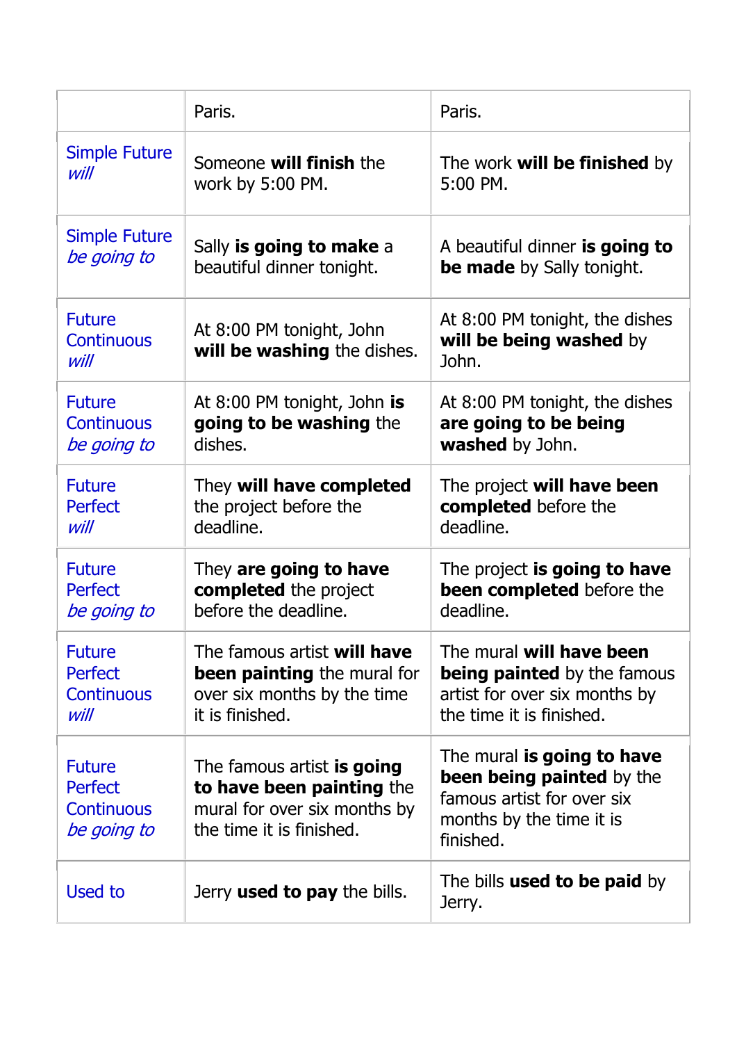| | Paris. | Paris. |
|---|---|---|
| Simple Future *will* | Someone **will finish** the work by 5:00 PM. | The work **will be finished** by 5:00 PM. |
| Simple Future *be going to* | Sally **is going to make** a beautiful dinner tonight. | A beautiful dinner **is going to be made** by Sally tonight. |
| Future Continuous *will* | At 8:00 PM tonight, John **will be washing** the dishes. | At 8:00 PM tonight, the dishes **will be being washed** by John. |
| Future Continuous *be going to* | At 8:00 PM tonight, John **is going to be washing** the dishes. | At 8:00 PM tonight, the dishes **are going to be being washed** by John. |
| Future Perfect *will* | They **will have completed** the project before the deadline. | The project **will have been completed** before the deadline. |
| Future Perfect *be going to* | They **are going to have completed** the project before the deadline. | The project **is going to have been completed** before the deadline. |
| Future Perfect Continuous *will* | The famous artist **will have been painting** the mural for over six months by the time it is finished. | The mural **will have been being painted** by the famous artist for over six months by the time it is finished. |
| Future Perfect Continuous *be going to* | The famous artist **is going to have been painting** the mural for over six months by the time it is finished. | The mural **is going to have been being painted** by the famous artist for over six months by the time it is finished. |
| Used to | Jerry **used to pay** the bills. | The bills **used to be paid** by Jerry. |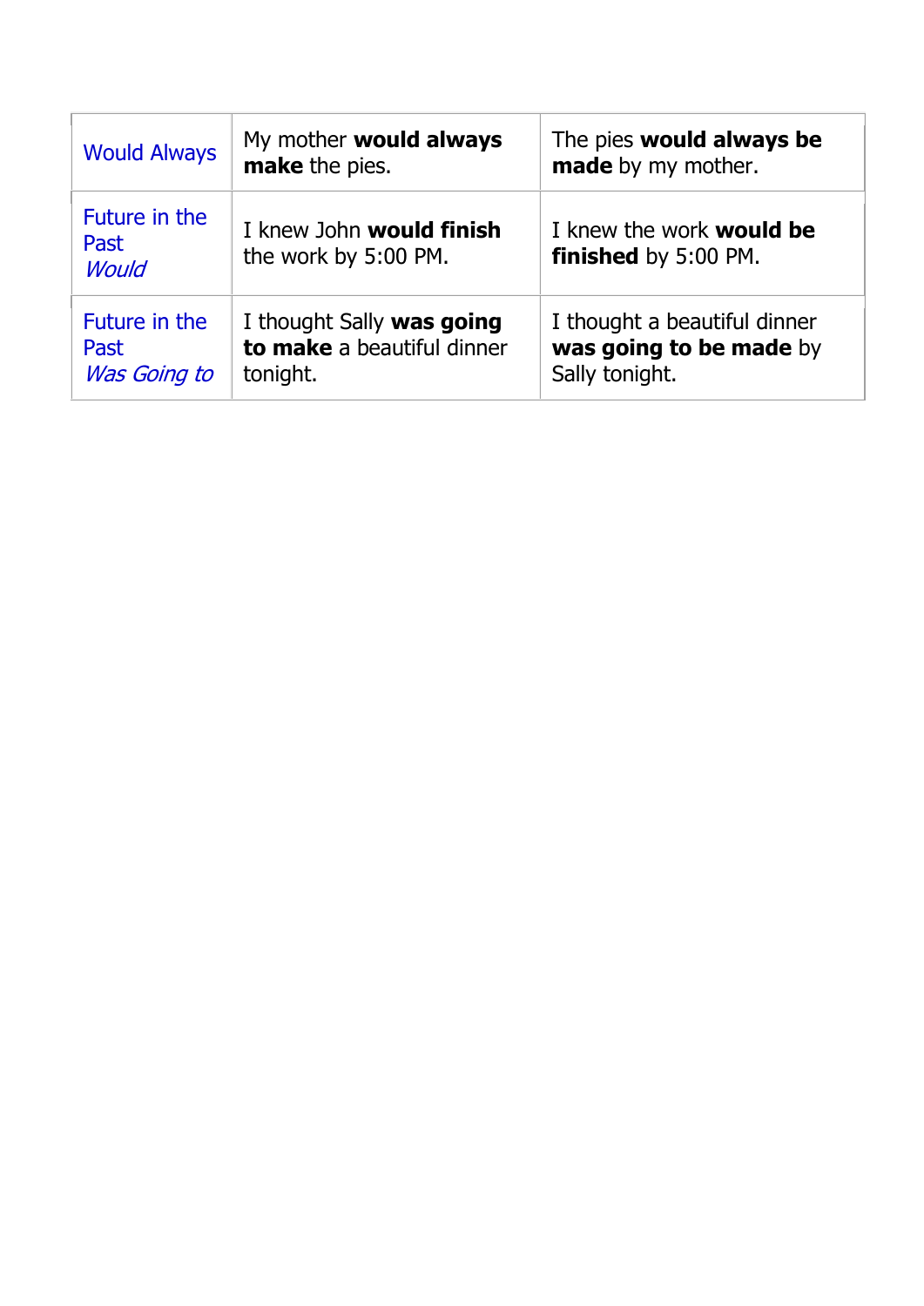| | | |
|---|---|---|
| Would Always | My mother **would always make** the pies. | The pies **would always be made** by my mother. |
| Future in the Past *Would* | I knew John **would finish** the work by 5:00 PM. | I knew the work **would be finished** by 5:00 PM. |
| Future in the Past *Was Going to* | I thought Sally **was going to make** a beautiful dinner tonight. | I thought a beautiful dinner **was going to be made** by Sally tonight. |